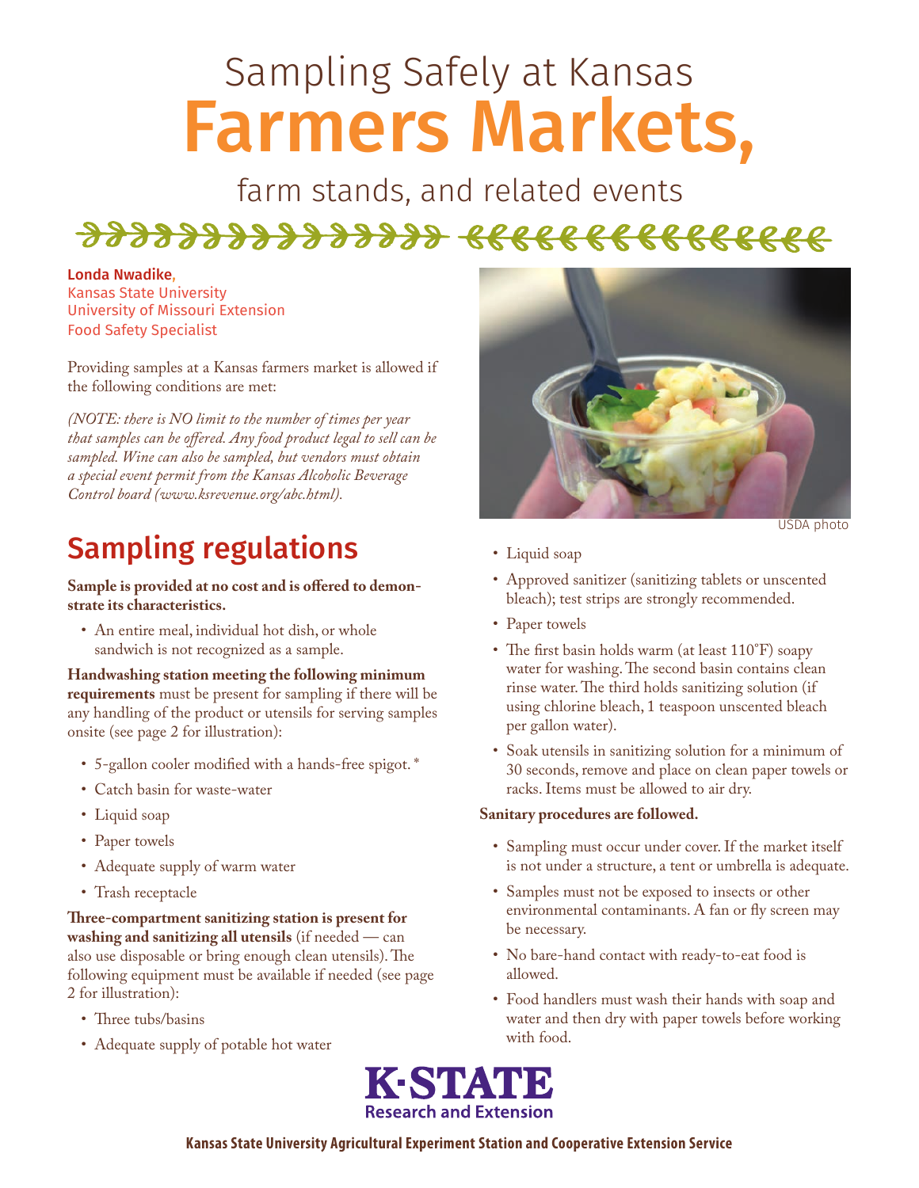# Sampling Safely at Kansas Farmers Markets,

## farm stands, and related events

**Londa Nwadike,**
Kansas State University
University of Missouri Extension
Food Safety Specialist

Providing samples at a Kansas farmers market is allowed if the following conditions are met:

*(NOTE: there is NO limit to the number of times per year that samples can be offered. Any food product legal to sell can be sampled. Wine can also be sampled, but vendors must obtain a special event permit from the Kansas Alcoholic Beverage Control board (www.ksrevenue.org/abc.html).*

## Sampling regulations

**Sample is provided at no cost and is offered to demonstrate its characteristics.**

- An entire meal, individual hot dish, or whole sandwich is not recognized as a sample.

**Handwashing station meeting the following minimum requirements** must be present for sampling if there will be any handling of the product or utensils for serving samples onsite (see page 2 for illustration):

- 5-gallon cooler modified with a hands-free spigot.*
- Catch basin for waste-water
- Liquid soap
- Paper towels
- Adequate supply of warm water
- Trash receptacle

**Three-compartment sanitizing station is present for washing and sanitizing all utensils** (if needed — can also use disposable or bring enough clean utensils). The following equipment must be available if needed (see page 2 for illustration):

- Three tubs/basins
- Adequate supply of potable hot water
- Liquid soap
- Approved sanitizer (sanitizing tablets or unscented bleach); test strips are strongly recommended.
- Paper towels
- The first basin holds warm (at least 110°F) soapy water for washing. The second basin contains clean rinse water. The third holds sanitizing solution (if using chlorine bleach, 1 teaspoon unscented bleach per gallon water).
- Soak utensils in sanitizing solution for a minimum of 30 seconds, remove and place on clean paper towels or racks. Items must be allowed to air dry.

USDA photo

**Sanitary procedures are followed.**

- Sampling must occur under cover. If the market itself is not under a structure, a tent or umbrella is adequate.
- Samples must not be exposed to insects or other environmental contaminants. A fan or fly screen may be necessary.
- No bare-hand contact with ready-to-eat food is allowed.
- Food handlers must wash their hands with soap and water and then dry with paper towels before working with food.

K-STATE Research and Extension

Kansas State University Agricultural Experiment Station and Cooperative Extension Service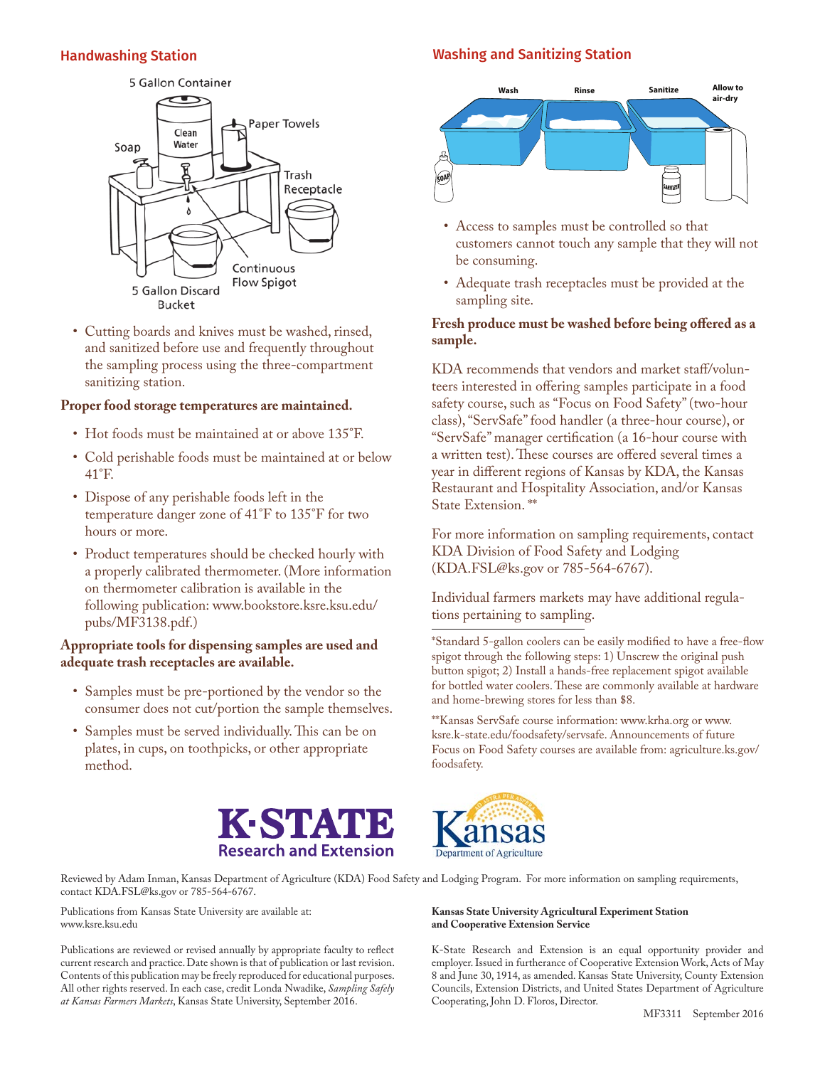## Handwashing Station

5 Gallon Container

Clean Water

Soap

Paper Towels

Trash Receptacle

Continuous Flow Spigot

5 Gallon Discard Bucket

- Cutting boards and knives must be washed, rinsed, and sanitized before use and frequently throughout the sampling process using the three-compartment sanitizing station.

**Proper food storage temperatures are maintained.**

- Hot foods must be maintained at or above 135˚F.
- Cold perishable foods must be maintained at or below 41˚F.
- Dispose of any perishable foods left in the temperature danger zone of 41˚F to 135˚F for two hours or more.
- Product temperatures should be checked hourly with a properly calibrated thermometer. (More information on thermometer calibration is available in the following publication: www.bookstore.ksre.ksu.edu/pubs/MF3138.pdf.)

**Appropriate tools for dispensing samples are used and adequate trash receptacles are available.**

- Samples must be pre-portioned by the vendor so the consumer does not cut/portion the sample themselves.
- Samples must be served individually. This can be on plates, in cups, on toothpicks, or other appropriate method.

## Washing and Sanitizing Station

Wash

Rinse

Sanitize

Allow to air-dry

SOAP

SANITIZER

- Access to samples must be controlled so that customers cannot touch any sample that they will not be consuming.
- Adequate trash receptacles must be provided at the sampling site.

**Fresh produce must be washed before being offered as a sample.**

KDA recommends that vendors and market staff/volunteers interested in offering samples participate in a food safety course, such as "Focus on Food Safety" (two-hour class), "ServSafe" food handler (a three-hour course), or "ServSafe" manager certification (a 16-hour course with a written test). These courses are offered several times a year in different regions of Kansas by KDA, the Kansas Restaurant and Hospitality Association, and/or Kansas State Extension. **

For more information on sampling requirements, contact KDA Division of Food Safety and Lodging (KDA.FSL@ks.gov or 785-564-6767).

Individual farmers markets may have additional regulations pertaining to sampling.

---

*Standard 5-gallon coolers can be easily modified to have a free-flow spigot through the following steps: 1) Unscrew the original push button spigot; 2) Install a hands-free replacement spigot available for bottled water coolers. These are commonly available at hardware and home-brewing stores for less than $8.

**Kansas ServSafe course information: www.krha.org or www.ksre.k-state.edu/foodsafety/servsafe. Announcements of future Focus on Food Safety courses are available from: agriculture.ks.gov/foodsafety.

K-STATE Research and Extension

Kansas Department of Agriculture

Reviewed by Adam Inman, Kansas Department of Agriculture (KDA) Food Safety and Lodging Program. For more information on sampling requirements, contact KDA.FSL@ks.gov or 785-564-6767.

Publications from Kansas State University are available at: www.ksre.ksu.edu

Publications are reviewed or revised annually by appropriate faculty to reflect current research and practice. Date shown is that of publication or last revision. Contents of this publication may be freely reproduced for educational purposes. All other rights reserved. In each case, credit Londa Nwadike, *Sampling Safely at Kansas Farmers Markets*, Kansas State University, September 2016.

**Kansas State University Agricultural Experiment Station and Cooperative Extension Service**

K-State Research and Extension is an equal opportunity provider and employer. Issued in furtherance of Cooperative Extension Work, Acts of May 8 and June 30, 1914, as amended. Kansas State University, County Extension Councils, Extension Districts, and United States Department of Agriculture Cooperating, John D. Floros, Director.

MF3311 September 2016